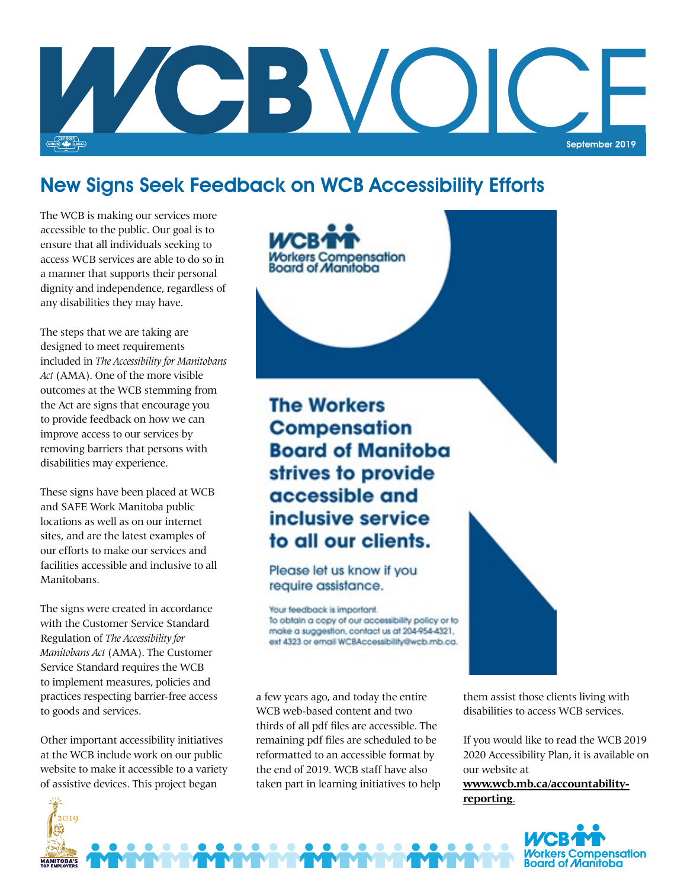# WCB VOICE

September 2019

## New Signs Seek Feedback on WCB Accessibility Efforts

The WCB is making our services more accessible to the public. Our goal is to ensure that all individuals seeking to access WCB services are able to do so in a manner that supports their personal dignity and independence, regardless of any disabilities they may have.

The steps that we are taking are designed to meet requirements included in *The Accessibility for Manitobans Act* (AMA). One of the more visible outcomes at the WCB stemming from the Act are signs that encourage you to provide feedback on how we can improve access to our services by removing barriers that persons with disabilities may experience.

These signs have been placed at WCB and SAFE Work Manitoba public locations as well as on our internet sites, and are the latest examples of our efforts to make our services and facilities accessible and inclusive to all Manitobans.

The signs were created in accordance with the Customer Service Standard Regulation of *The Accessibility for Manitobans Act* (AMA). The Customer Service Standard requires the WCB to implement measures, policies and practices respecting barrier-free access to goods and services.

WCB Workers Compensation Board of Manitoba

**The Workers Compensation Board of Manitoba strives to provide accessible and inclusive service to all our clients.**

Please let us know if you require assistance.

Your feedback is important.
To obtain a copy of our accessibility policy or to make a suggestion, contact us at 204-954-4321, ext 4323 or email WCBAccessibility@wcb.mb.ca.

Other important accessibility initiatives at the WCB include work on our public website to make it accessible to a variety of assistive devices. This project began a few years ago, and today the entire WCB web-based content and two thirds of all pdf files are accessible. The remaining pdf files are scheduled to be reformatted to an accessible format by the end of 2019. WCB staff have also taken part in learning initiatives to help them assist those clients living with disabilities to access WCB services.

If you would like to read the WCB 2019 2020 Accessibility Plan, it is available on our website at **www.wcb.mb.ca/accountability-reporting**.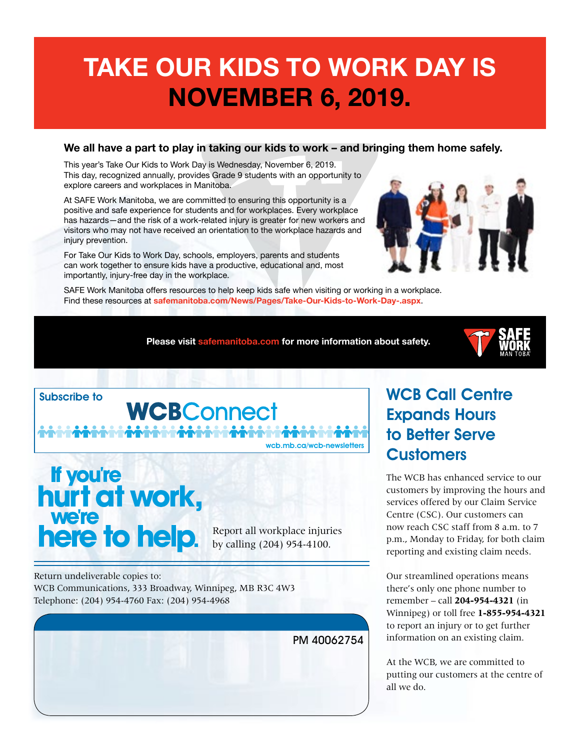# TAKE OUR KIDS TO WORK DAY IS NOVEMBER 6, 2019.

**We all have a part to play in taking our kids to work – and bringing them home safely.**

This year's Take Our Kids to Work Day is Wednesday, November 6, 2019. This day, recognized annually, provides Grade 9 students with an opportunity to explore careers and workplaces in Manitoba.

At SAFE Work Manitoba, we are committed to ensuring this opportunity is a positive and safe experience for students and for workplaces. Every workplace has hazards—and the risk of a work-related injury is greater for new workers and visitors who may not have received an orientation to the workplace hazards and injury prevention.

For Take Our Kids to Work Day, schools, employers, parents and students can work together to ensure kids have a productive, educational and, most importantly, injury-free day in the workplace.

SAFE Work Manitoba offers resources to help keep kids safe when visiting or working in a workplace. Find these resources at safemanitoba.com/News/Pages/Take-Our-Kids-to-Work-Day-.aspx.

**Please visit safemanitoba.com for more information about safety.**

SAFE WORK MANITOBA

Subscribe to **WCB**Connect

wcb.mb.ca/wcb-newsletters

**If you're hurt at work, we're here to help.**

Report all workplace injuries by calling (204) 954-4100.

Return undeliverable copies to:
WCB Communications, 333 Broadway, Winnipeg, MB R3C 4W3
Telephone: (204) 954-4760 Fax: (204) 954-4968

PM 40062754

## WCB Call Centre Expands Hours to Better Serve Customers

The WCB has enhanced service to our customers by improving the hours and services offered by our Claim Service Centre (CSC). Our customers can now reach CSC staff from 8 a.m. to 7 p.m., Monday to Friday, for both claim reporting and existing claim needs.

Our streamlined operations means there's only one phone number to remember – call **204-954-4321** (in Winnipeg) or toll free **1-855-954-4321** to report an injury or to get further information on an existing claim.

At the WCB, we are committed to putting our customers at the centre of all we do.